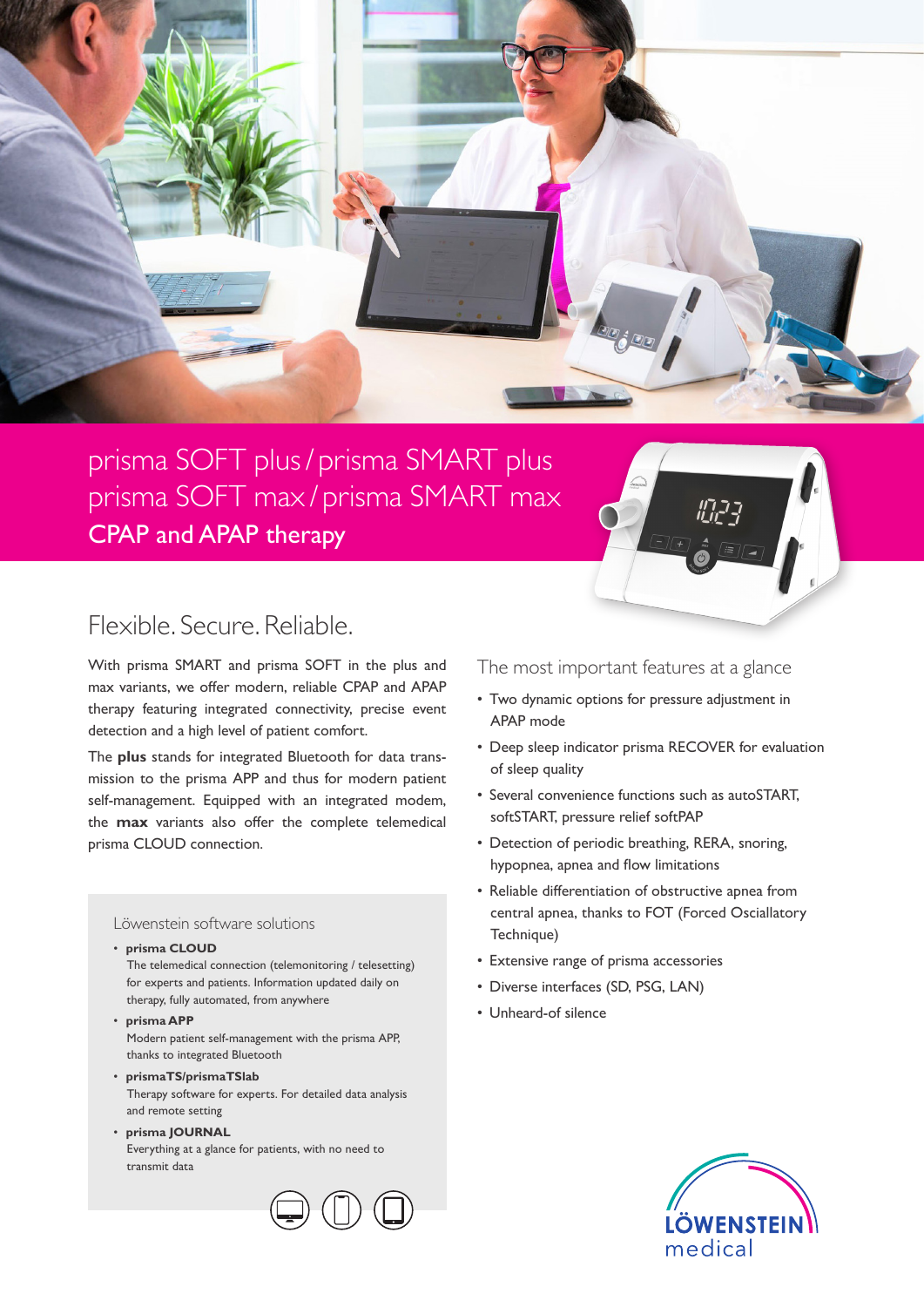# prisma SOFT plus / prisma SMART plus
# prisma SOFT max / prisma SMART max
## CPAP and APAP therapy

## Flexible. Secure. Reliable.

With prisma SMART and prisma SOFT in the plus and max variants, we offer modern, reliable CPAP and APAP therapy featuring integrated connectivity, precise event detection and a high level of patient comfort.

The **plus** stands for integrated Bluetooth for data transmission to the prisma APP and thus for modern patient self-management. Equipped with an integrated modem, the **max** variants also offer the complete telemedical prisma CLOUD connection.

### Löwenstein software solutions

- **prisma CLOUD**
  The telemedical connection (telemonitoring / telesetting) for experts and patients. Information updated daily on therapy, fully automated, from anywhere
- **prisma APP**
  Modern patient self-management with the prisma APP, thanks to integrated Bluetooth
- **prismaTS/prismaTSlab**
  Therapy software for experts. For detailed data analysis and remote setting
- **prisma JOURNAL**
  Everything at a glance for patients, with no need to transmit data

### The most important features at a glance

- Two dynamic options for pressure adjustment in APAP mode
- Deep sleep indicator prisma RECOVER for evaluation of sleep quality
- Several convenience functions such as autoSTART, softSTART, pressure relief softPAP
- Detection of periodic breathing, RERA, snoring, hypopnea, apnea and flow limitations
- Reliable differentiation of obstructive apnea from central apnea, thanks to FOT (Forced Osciallatory Technique)
- Extensive range of prisma accessories
- Diverse interfaces (SD, PSG, LAN)
- Unheard-of silence

LÖWENSTEIN medical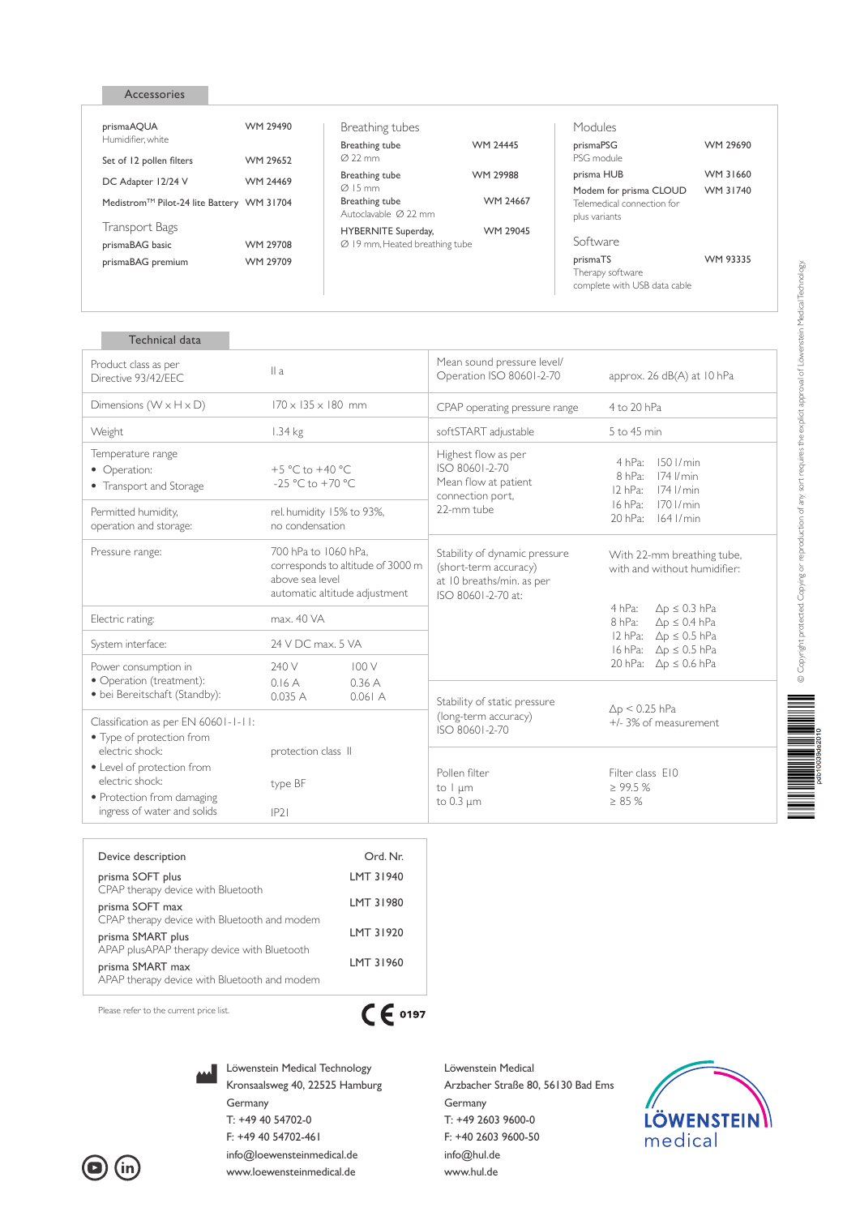## Accessories

| | |
|---|---|
| prismaAQUA<br>Humidifier, white | WM 29490 |
| Set of 12 pollen filters | WM 29652 |
| DC Adapter 12/24 V | WM 24469 |
| Medistrom™ Pilot-24 lite Battery | WM 31704 |

### Transport Bags

| | |
|---|---|
| prismaBAG basic | WM 29708 |
| prismaBAG premium | WM 29709 |

### Breathing tubes

| | |
|---|---|
| Breathing tube<br>Ø 22 mm | WM 24445 |
| Breathing tube<br>Ø 15 mm | WM 29988 |
| Breathing tube<br>Autoclavable Ø 22 mm | WM 24667 |
| HYBERNITE Superday,<br>Ø 19 mm, Heated breathing tube | WM 29045 |

### Modules

| | |
|---|---|
| prismaPSG<br>PSG module | WM 29690 |
| prisma HUB | WM 31660 |
| Modem for prisma CLOUD<br>Telemedical connection for plus variants | WM 31740 |

### Software

| | |
|---|---|
| prismaTS<br>Therapy software complete with USB data cable | WM 93335 |

## Technical data

| | | |
|---|---|---|
| Product class as per Directive 93/42/EEC | II a | |
| Dimensions (W × H × D) | 170 × 135 × 180 mm | |
| Weight | 1.34 kg | |
| Temperature range<br>• Operation:<br>• Transport and Storage | <br>+5 °C to +40 °C<br>-25 °C to +70 °C | |
| Permitted humidity, operation and storage: | rel. humidity 15% to 93%, no condensation | |
| Pressure range: | 700 hPa to 1060 hPa, corresponds to altitude of 3000 m above sea level automatic altitude adjustment | |
| Electric rating: | max. 40 VA | |
| System interface: | 24 V DC max. 5 VA | |
| Power consumption in<br>• Operation (treatment):<br>• bei Bereitschaft (Standby): | 240 V<br>0.16 A<br>0.035 A | 100 V<br>0.36 A<br>0.061 A |
| Classification as per EN 60601-1-11:<br>• Type of protection from electric shock:<br>• Level of protection from electric shock:<br>• Protection from damaging ingress of water and solids | <br>protection class II<br>type BF<br>IP21 | |

| | |
|---|---|
| Mean sound pressure level/ Operation ISO 80601-2-70 | approx. 26 dB(A) at 10 hPa |
| CPAP operating pressure range | 4 to 20 hPa |
| softSTART adjustable | 5 to 45 min |
| Highest flow as per ISO 80601-2-70<br>Mean flow at patient connection port, 22-mm tube | 4 hPa: 150 l/min<br>8 hPa: 174 l/min<br>12 hPa: 174 l/min<br>16 hPa: 170 l/min<br>20 hPa: 164 l/min |
| Stability of dynamic pressure (short-term accuracy) at 10 breaths/min. as per ISO 80601-2-70 at: | With 22-mm breathing tube, with and without humidifier:<br>4 hPa: Δp ≤ 0.3 hPa<br>8 hPa: Δp ≤ 0.4 hPa<br>12 hPa: Δp ≤ 0.5 hPa<br>16 hPa: Δp ≤ 0.5 hPa<br>20 hPa: Δp ≤ 0.6 hPa |
| Stability of static pressure (long-term accuracy) ISO 80601-2-70 | Δp < 0.25 hPa<br>+/- 3% of measurement |
| Pollen filter<br>to 1 µm<br>to 0.3 µm | Filter class E10<br>≥ 99.5 %<br>≥ 85 % |

| Device description | Ord. Nr. |
|---|---|
| prisma SOFT plus<br>CPAP therapy device with Bluetooth | LMT 31940 |
| prisma SOFT max<br>CPAP therapy device with Bluetooth and modem | LMT 31980 |
| prisma SMART plus<br>APAP plusAPAP therapy device with Bluetooth | LMT 31920 |
| prisma SMART max<br>APAP therapy device with Bluetooth and modem | LMT 31960 |

Please refer to the current price list.

CE 0197

Löwenstein Medical Technology
Kronsaalsweg 40, 22525 Hamburg
Germany
T: +49 40 54702-0
F: +49 40 54702-461
info@loewensteinmedical.de
www.loewensteinmedical.de

Löwenstein Medical
Arzbacher Straße 80, 56130 Bad Ems
Germany
T: +49 2603 9600-0
F: +40 2603 9600-50
info@hul.de
www.hul.de

LÖWENSTEIN medical

© Copyright protected. Copying or reproduction of any sort requires the explicit approval of Löwenstein Medical Technology.

pdb10039de2010